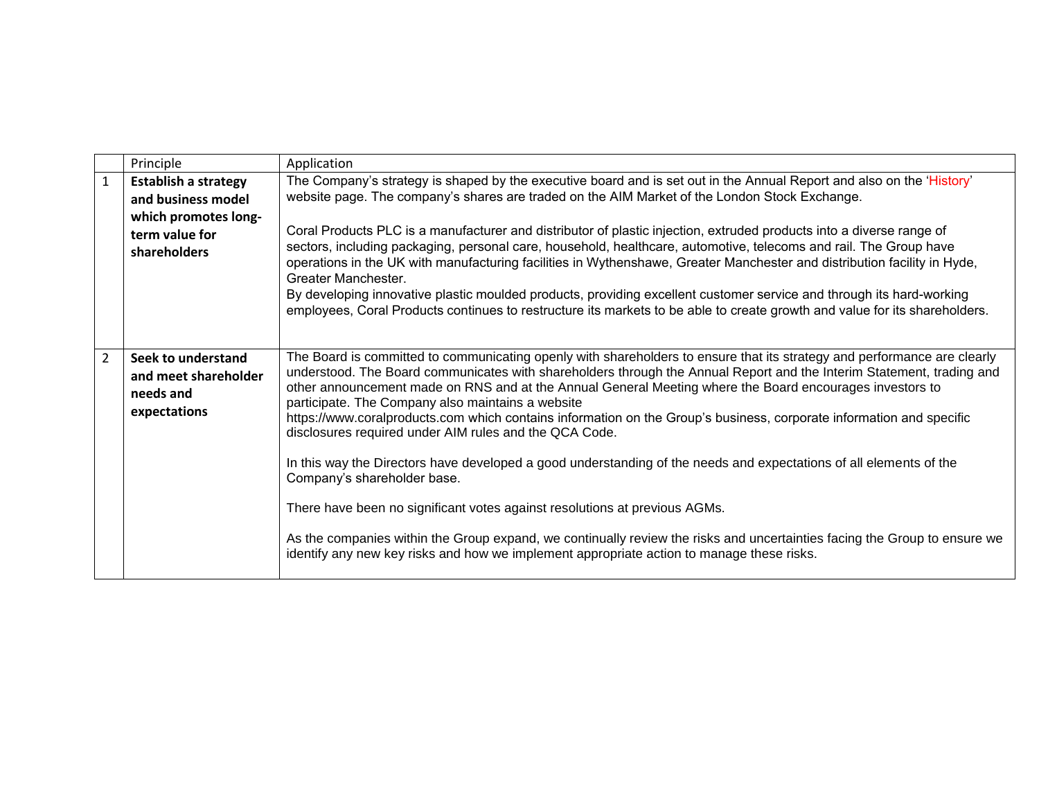| | Principle | Application |
|---|---|---|
| 1 | **Establish a strategy and business model which promotes long-term value for shareholders** | The Company's strategy is shaped by the executive board and is set out in the Annual Report and also on the 'History' website page. The company's shares are traded on the AIM Market of the London Stock Exchange.<br><br>Coral Products PLC is a manufacturer and distributor of plastic injection, extruded products into a diverse range of sectors, including packaging, personal care, household, healthcare, automotive, telecoms and rail. The Group have operations in the UK with manufacturing facilities in Wythenshawe, Greater Manchester and distribution facility in Hyde, Greater Manchester.<br>By developing innovative plastic moulded products, providing excellent customer service and through its hard-working employees, Coral Products continues to restructure its markets to be able to create growth and value for its shareholders. |
| 2 | **Seek to understand and meet shareholder needs and expectations** | The Board is committed to communicating openly with shareholders to ensure that its strategy and performance are clearly understood. The Board communicates with shareholders through the Annual Report and the Interim Statement, trading and other announcement made on RNS and at the Annual General Meeting where the Board encourages investors to participate. The Company also maintains a website<br>https://www.coralproducts.com which contains information on the Group's business, corporate information and specific disclosures required under AIM rules and the QCA Code.<br><br>In this way the Directors have developed a good understanding of the needs and expectations of all elements of the Company's shareholder base.<br><br>There have been no significant votes against resolutions at previous AGMs.<br><br>As the companies within the Group expand, we continually review the risks and uncertainties facing the Group to ensure we identify any new key risks and how we implement appropriate action to manage these risks. |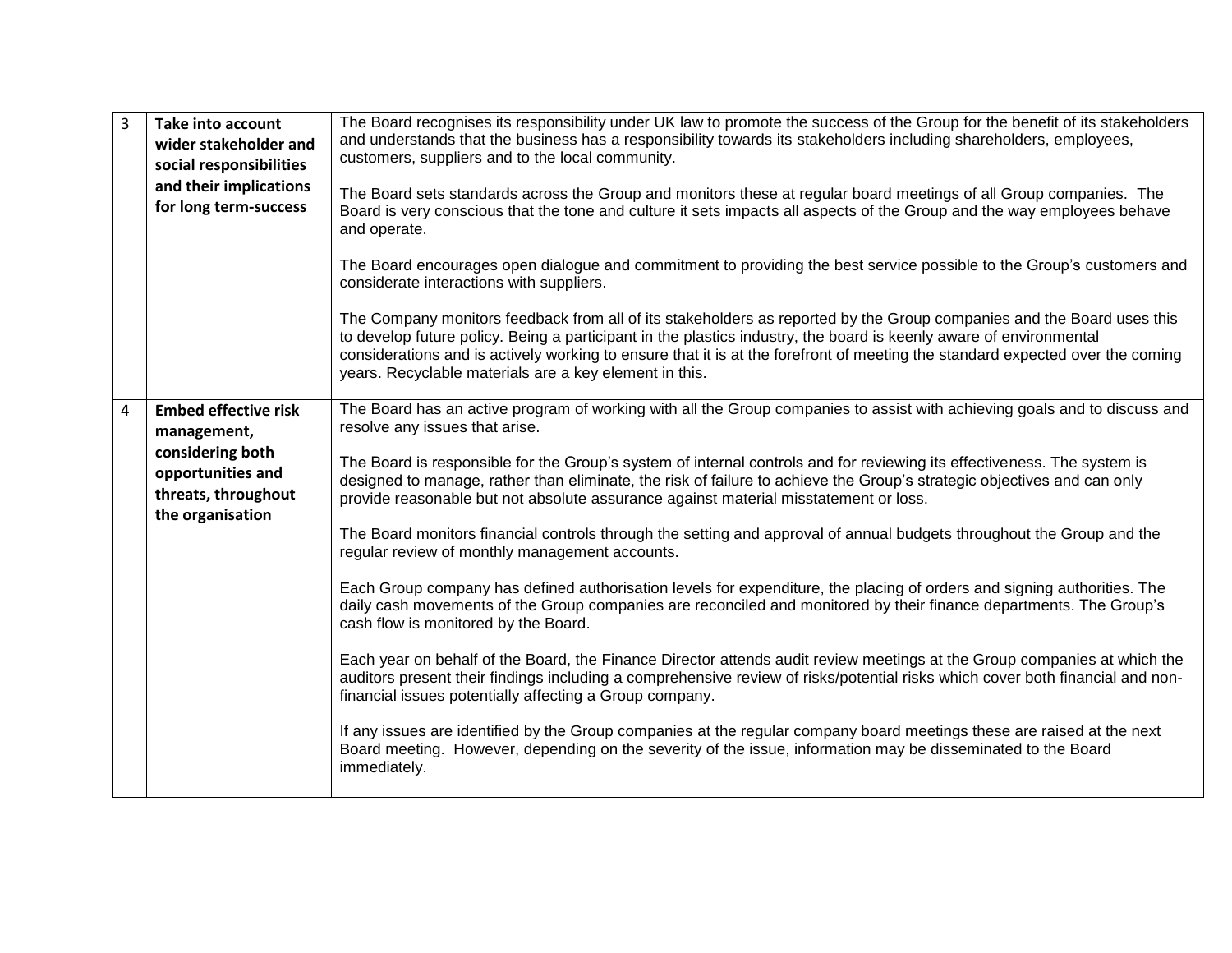| | | |
|---|---|---|
| 3 | **Take into account wider stakeholder and social responsibilities and their implications for long term-success** | The Board recognises its responsibility under UK law to promote the success of the Group for the benefit of its stakeholders and understands that the business has a responsibility towards its stakeholders including shareholders, employees, customers, suppliers and to the local community.<br><br>The Board sets standards across the Group and monitors these at regular board meetings of all Group companies. The Board is very conscious that the tone and culture it sets impacts all aspects of the Group and the way employees behave and operate.<br><br>The Board encourages open dialogue and commitment to providing the best service possible to the Group's customers and considerate interactions with suppliers.<br><br>The Company monitors feedback from all of its stakeholders as reported by the Group companies and the Board uses this to develop future policy. Being a participant in the plastics industry, the board is keenly aware of environmental considerations and is actively working to ensure that it is at the forefront of meeting the standard expected over the coming years. Recyclable materials are a key element in this. |
| 4 | **Embed effective risk management, considering both opportunities and threats, throughout the organisation** | The Board has an active program of working with all the Group companies to assist with achieving goals and to discuss and resolve any issues that arise.<br><br>The Board is responsible for the Group's system of internal controls and for reviewing its effectiveness. The system is designed to manage, rather than eliminate, the risk of failure to achieve the Group's strategic objectives and can only provide reasonable but not absolute assurance against material misstatement or loss.<br><br>The Board monitors financial controls through the setting and approval of annual budgets throughout the Group and the regular review of monthly management accounts.<br><br>Each Group company has defined authorisation levels for expenditure, the placing of orders and signing authorities. The daily cash movements of the Group companies are reconciled and monitored by their finance departments. The Group's cash flow is monitored by the Board.<br><br>Each year on behalf of the Board, the Finance Director attends audit review meetings at the Group companies at which the auditors present their findings including a comprehensive review of risks/potential risks which cover both financial and non-financial issues potentially affecting a Group company.<br><br>If any issues are identified by the Group companies at the regular company board meetings these are raised at the next Board meeting. However, depending on the severity of the issue, information may be disseminated to the Board immediately. |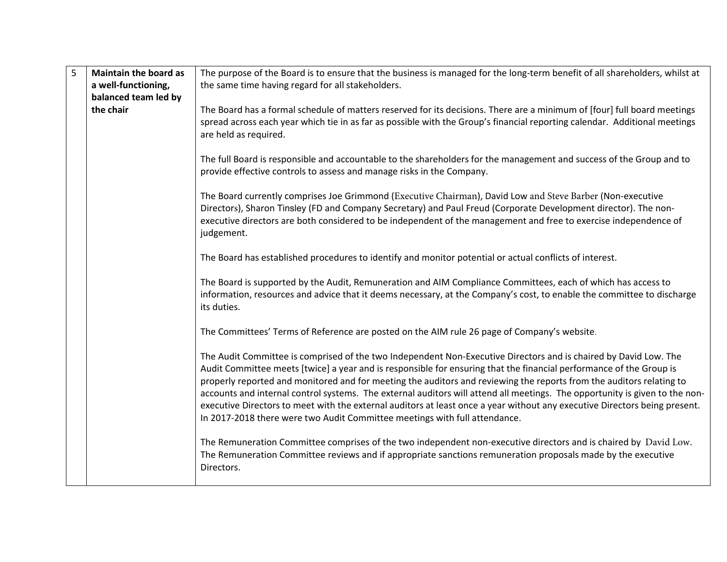| 5 | **Maintain the board as a well-functioning, balanced team led by the chair** | The purpose of the Board is to ensure that the business is managed for the long-term benefit of all shareholders, whilst at the same time having regard for all stakeholders.<br><br>The Board has a formal schedule of matters reserved for its decisions. There are a minimum of [four] full board meetings spread across each year which tie in as far as possible with the Group's financial reporting calendar. Additional meetings are held as required.<br><br>The full Board is responsible and accountable to the shareholders for the management and success of the Group and to provide effective controls to assess and manage risks in the Company.<br><br>The Board currently comprises Joe Grimmond (Executive Chairman), David Low and Steve Barber (Non-executive Directors), Sharon Tinsley (FD and Company Secretary) and Paul Freud (Corporate Development director). The non-executive directors are both considered to be independent of the management and free to exercise independence of judgement.<br><br>The Board has established procedures to identify and monitor potential or actual conflicts of interest.<br><br>The Board is supported by the Audit, Remuneration and AIM Compliance Committees, each of which has access to information, resources and advice that it deems necessary, at the Company's cost, to enable the committee to discharge its duties.<br><br>The Committees' Terms of Reference are posted on the AIM rule 26 page of Company's website.<br><br>The Audit Committee is comprised of the two Independent Non-Executive Directors and is chaired by David Low. The Audit Committee meets [twice] a year and is responsible for ensuring that the financial performance of the Group is properly reported and monitored and for meeting the auditors and reviewing the reports from the auditors relating to accounts and internal control systems. The external auditors will attend all meetings. The opportunity is given to the non-executive Directors to meet with the external auditors at least once a year without any executive Directors being present. In 2017-2018 there were two Audit Committee meetings with full attendance.<br><br>The Remuneration Committee comprises of the two independent non-executive directors and is chaired by David Low. The Remuneration Committee reviews and if appropriate sanctions remuneration proposals made by the executive Directors. |
|---|---|---|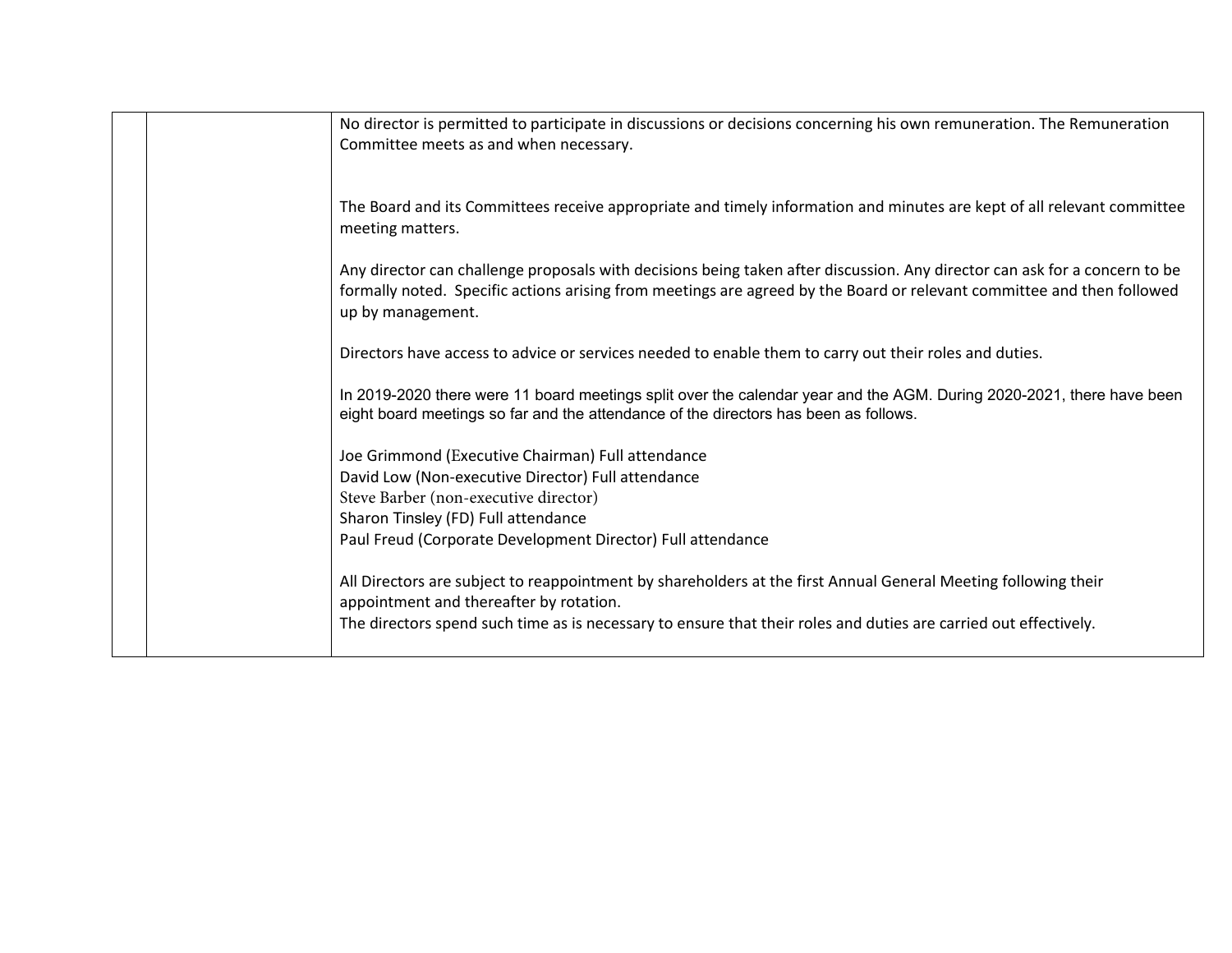| | | |
|---|---|---|
| | | No director is permitted to participate in discussions or decisions concerning his own remuneration. The Remuneration Committee meets as and when necessary.<br><br>The Board and its Committees receive appropriate and timely information and minutes are kept of all relevant committee meeting matters.<br><br>Any director can challenge proposals with decisions being taken after discussion. Any director can ask for a concern to be formally noted. Specific actions arising from meetings are agreed by the Board or relevant committee and then followed up by management.<br><br>Directors have access to advice or services needed to enable them to carry out their roles and duties.<br><br>In 2019-2020 there were 11 board meetings split over the calendar year and the AGM. During 2020-2021, there have been eight board meetings so far and the attendance of the directors has been as follows.<br><br>Joe Grimmond (Executive Chairman) Full attendance<br>David Low (Non-executive Director) Full attendance<br>Steve Barber (non-executive director)<br>Sharon Tinsley (FD) Full attendance<br>Paul Freud (Corporate Development Director) Full attendance<br><br>All Directors are subject to reappointment by shareholders at the first Annual General Meeting following their appointment and thereafter by rotation.<br>The directors spend such time as is necessary to ensure that their roles and duties are carried out effectively. |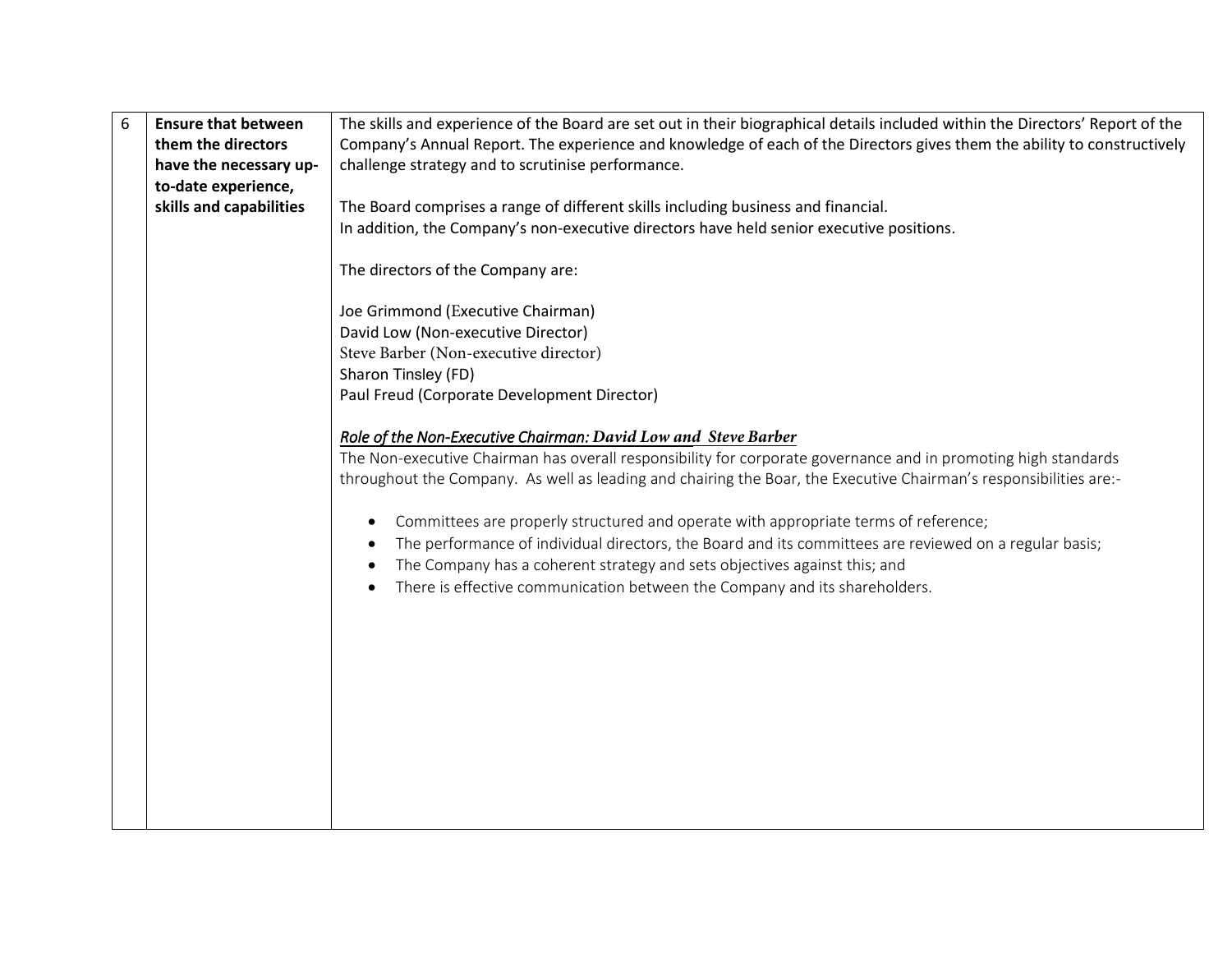| 6 | Ensure that between them the directors have the necessary up-to-date experience, skills and capabilities | The skills and experience of the Board are set out in their biographical details included within the Directors' Report of the Company's Annual Report. The experience and knowledge of each of the Directors gives them the ability to constructively challenge strategy and to scrutinise performance.<br><br>The Board comprises a range of different skills including business and financial.<br>In addition, the Company's non-executive directors have held senior executive positions.<br><br>The directors of the Company are:<br><br>Joe Grimmond (Executive Chairman)<br>David Low (Non-executive Director)<br>Steve Barber (Non-executive director)<br>Sharon Tinsley (FD)<br>Paul Freud (Corporate Development Director)<br><br>***<u>Role of the Non-Executive Chairman: David Low and Steve Barber</u>***<br>The Non-executive Chairman has overall responsibility for corporate governance and in promoting high standards throughout the Company. As well as leading and chairing the Boar, the Executive Chairman's responsibilities are:-<br><br>• Committees are properly structured and operate with appropriate terms of reference;<br>• The performance of individual directors, the Board and its committees are reviewed on a regular basis;<br>• The Company has a coherent strategy and sets objectives against this; and<br>• There is effective communication between the Company and its shareholders. |
|---|---|---|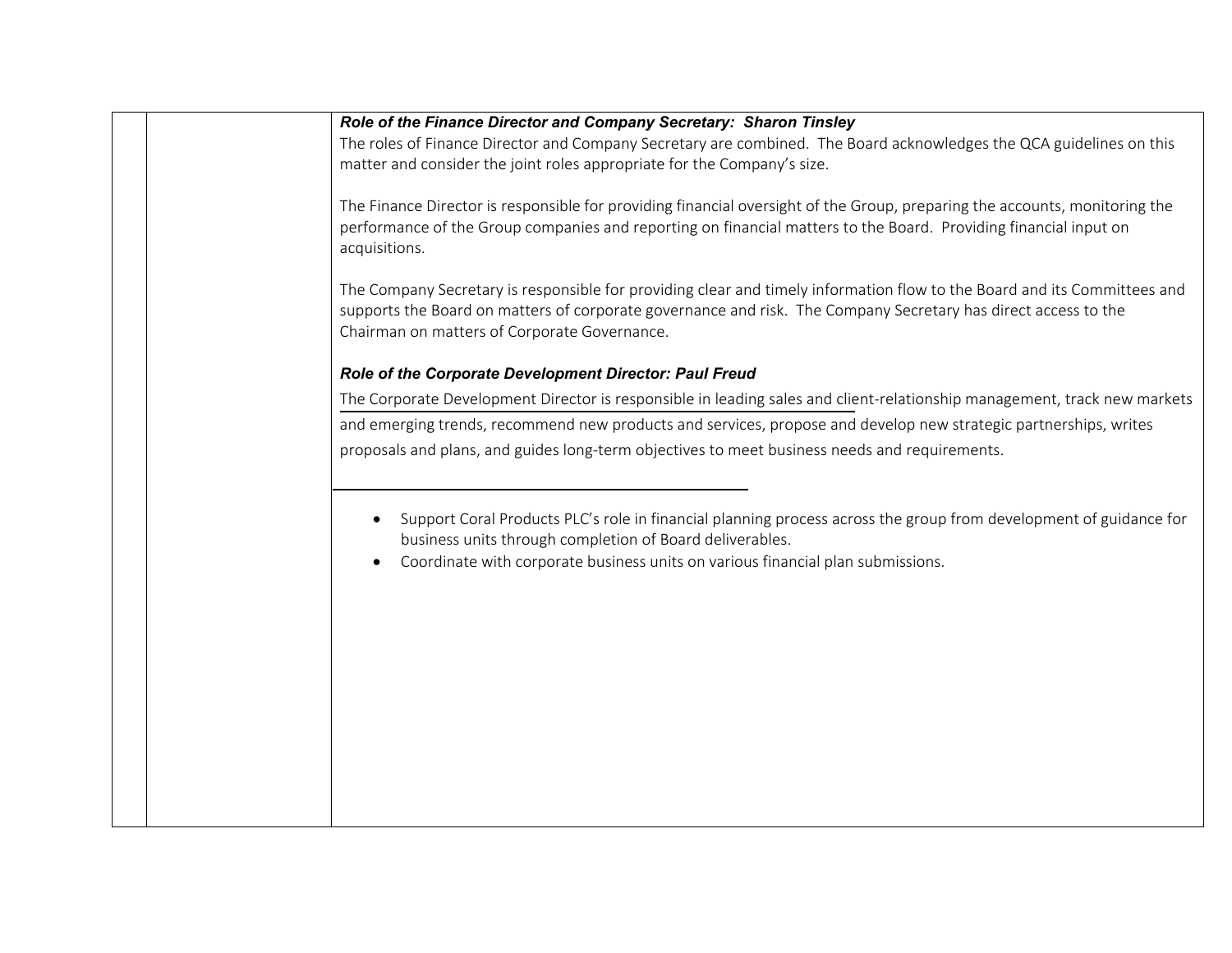***Role of the Finance Director and Company Secretary: Sharon Tinsley***

The roles of Finance Director and Company Secretary are combined. The Board acknowledges the QCA guidelines on this matter and consider the joint roles appropriate for the Company's size.

The Finance Director is responsible for providing financial oversight of the Group, preparing the accounts, monitoring the performance of the Group companies and reporting on financial matters to the Board. Providing financial input on acquisitions.

The Company Secretary is responsible for providing clear and timely information flow to the Board and its Committees and supports the Board on matters of corporate governance and risk. The Company Secretary has direct access to the Chairman on matters of Corporate Governance.

***Role of the Corporate Development Director: Paul Freud***

The Corporate Development Director is responsible in leading sales and client-relationship management, track new markets and emerging trends, recommend new products and services, propose and develop new strategic partnerships, writes proposals and plans, and guides long-term objectives to meet business needs and requirements.

- Support Coral Products PLC's role in financial planning process across the group from development of guidance for business units through completion of Board deliverables.
- Coordinate with corporate business units on various financial plan submissions.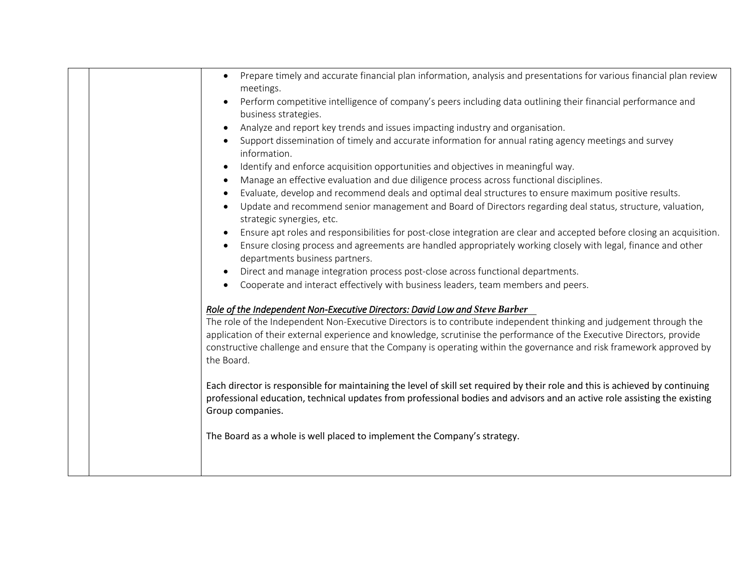| | | - Prepare timely and accurate financial plan information, analysis and presentations for various financial plan review meetings.<br>- Perform competitive intelligence of company's peers including data outlining their financial performance and business strategies.<br>- Analyze and report key trends and issues impacting industry and organisation.<br>- Support dissemination of timely and accurate information for annual rating agency meetings and survey information.<br>- Identify and enforce acquisition opportunities and objectives in meaningful way.<br>- Manage an effective evaluation and due diligence process across functional disciplines.<br>- Evaluate, develop and recommend deals and optimal deal structures to ensure maximum positive results.<br>- Update and recommend senior management and Board of Directors regarding deal status, structure, valuation, strategic synergies, etc.<br>- Ensure apt roles and responsibilities for post-close integration are clear and accepted before closing an acquisition.<br>- Ensure closing process and agreements are handled appropriately working closely with legal, finance and other departments business partners.<br>- Direct and manage integration process post-close across functional departments.<br>- Cooperate and interact effectively with business leaders, team members and peers.<br><br>*Role of the Independent Non-Executive Directors: David Low and Steve Barber*<br>The role of the Independent Non-Executive Directors is to contribute independent thinking and judgement through the application of their external experience and knowledge, scrutinise the performance of the Executive Directors, provide constructive challenge and ensure that the Company is operating within the governance and risk framework approved by the Board.<br><br>Each director is responsible for maintaining the level of skill set required by their role and this is achieved by continuing professional education, technical updates from professional bodies and advisors and an active role assisting the existing Group companies.<br><br>The Board as a whole is well placed to implement the Company's strategy. |
|---|---|---|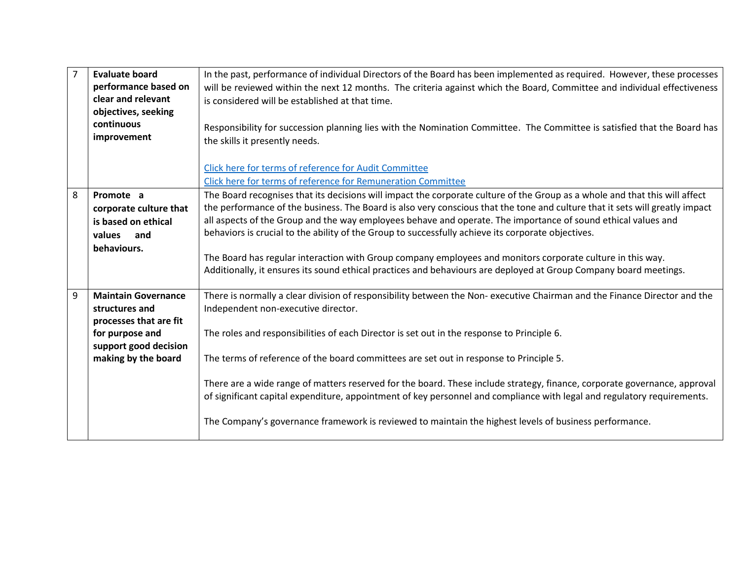| 7 | **Evaluate board performance based on clear and relevant objectives, seeking continuous improvement** | In the past, performance of individual Directors of the Board has been implemented as required. However, these processes will be reviewed within the next 12 months. The criteria against which the Board, Committee and individual effectiveness is considered will be established at that time.<br><br>Responsibility for succession planning lies with the Nomination Committee. The Committee is satisfied that the Board has the skills it presently needs.<br><br>Click here for terms of reference for Audit Committee<br>Click here for terms of reference for Remuneration Committee |
|---|---|---|
| 8 | **Promote a corporate culture that is based on ethical values and behaviours.** | The Board recognises that its decisions will impact the corporate culture of the Group as a whole and that this will affect the performance of the business. The Board is also very conscious that the tone and culture that it sets will greatly impact all aspects of the Group and the way employees behave and operate. The importance of sound ethical values and behaviors is crucial to the ability of the Group to successfully achieve its corporate objectives.<br><br>The Board has regular interaction with Group company employees and monitors corporate culture in this way. Additionally, it ensures its sound ethical practices and behaviours are deployed at Group Company board meetings. |
| 9 | **Maintain Governance structures and processes that are fit for purpose and support good decision making by the board** | There is normally a clear division of responsibility between the Non- executive Chairman and the Finance Director and the Independent non-executive director.<br><br>The roles and responsibilities of each Director is set out in the response to Principle 6.<br><br>The terms of reference of the board committees are set out in response to Principle 5.<br><br>There are a wide range of matters reserved for the board. These include strategy, finance, corporate governance, approval of significant capital expenditure, appointment of key personnel and compliance with legal and regulatory requirements.<br><br>The Company's governance framework is reviewed to maintain the highest levels of business performance. |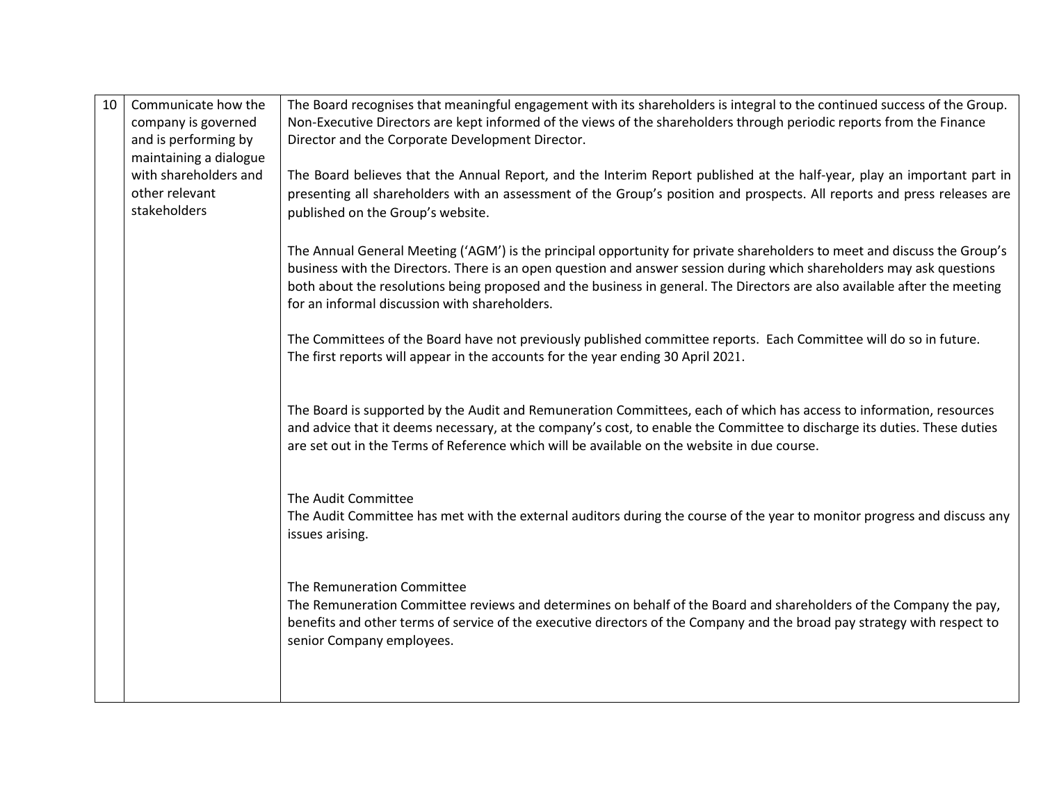| 10 | Communicate how the company is governed and is performing by maintaining a dialogue with shareholders and other relevant stakeholders | The Board recognises that meaningful engagement with its shareholders is integral to the continued success of the Group. Non-Executive Directors are kept informed of the views of the shareholders through periodic reports from the Finance Director and the Corporate Development Director.<br><br>The Board believes that the Annual Report, and the Interim Report published at the half-year, play an important part in presenting all shareholders with an assessment of the Group's position and prospects. All reports and press releases are published on the Group's website.<br><br>The Annual General Meeting ('AGM') is the principal opportunity for private shareholders to meet and discuss the Group's business with the Directors. There is an open question and answer session during which shareholders may ask questions both about the resolutions being proposed and the business in general. The Directors are also available after the meeting for an informal discussion with shareholders.<br><br>The Committees of the Board have not previously published committee reports. Each Committee will do so in future. The first reports will appear in the accounts for the year ending 30 April 2021.<br><br>The Board is supported by the Audit and Remuneration Committees, each of which has access to information, resources and advice that it deems necessary, at the company's cost, to enable the Committee to discharge its duties. These duties are set out in the Terms of Reference which will be available on the website in due course.<br><br>The Audit Committee<br>The Audit Committee has met with the external auditors during the course of the year to monitor progress and discuss any issues arising.<br><br>The Remuneration Committee<br>The Remuneration Committee reviews and determines on behalf of the Board and shareholders of the Company the pay, benefits and other terms of service of the executive directors of the Company and the broad pay strategy with respect to senior Company employees. |
|---|---|---|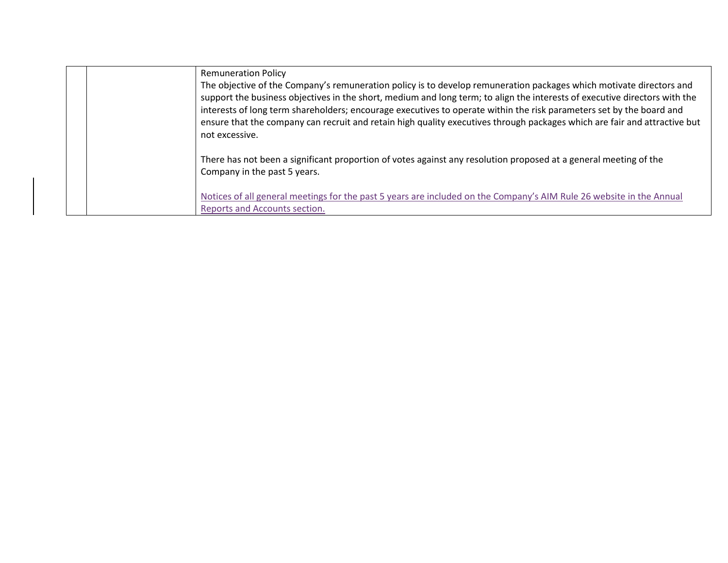| | | |
|---|---|---|
| | | Remuneration Policy<br>The objective of the Company's remuneration policy is to develop remuneration packages which motivate directors and support the business objectives in the short, medium and long term; to align the interests of executive directors with the interests of long term shareholders; encourage executives to operate within the risk parameters set by the board and ensure that the company can recruit and retain high quality executives through packages which are fair and attractive but not excessive.<br><br>There has not been a significant proportion of votes against any resolution proposed at a general meeting of the Company in the past 5 years.<br><br>Notices of all general meetings for the past 5 years are included on the Company's AIM Rule 26 website in the Annual Reports and Accounts section. |